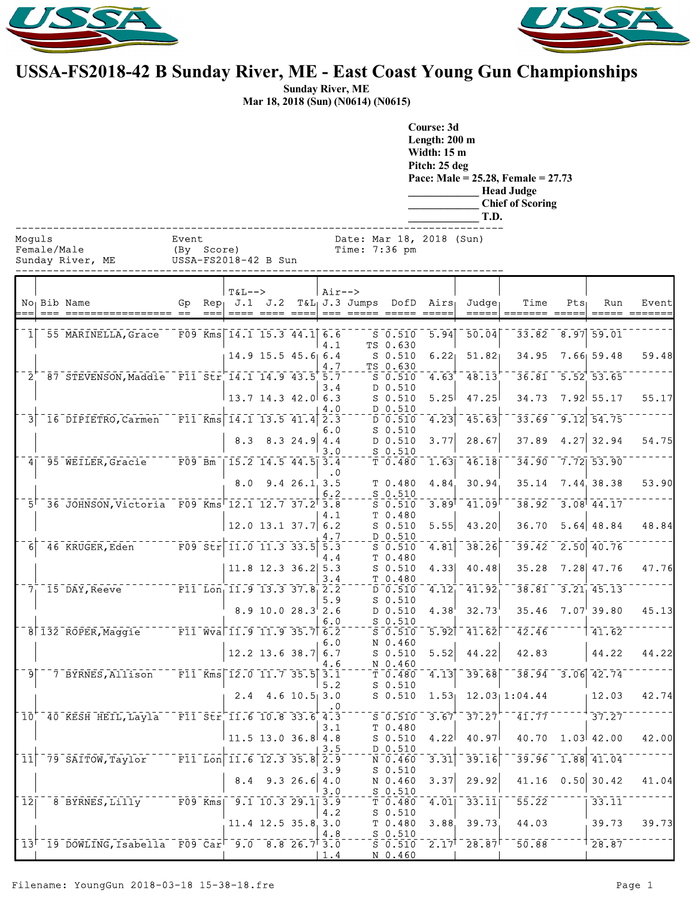# USSA-FS2018-42 B Sunday River, ME - East Coast Young Gun Championships

**Sunday River, ME**
**Mar 18, 2018 (Sun) (N0614) (N0615)**

**Course: 3d**
**Length: 200 m**
**Width: 15 m**
**Pitch: 25 deg**
**Pace: Male = 25.28, Female = 27.73**
**_____________ Head Judge**
**_____________ Chief of Scoring**
**_____________ T.D.**

Moguls
Female/Male
Sunday River, ME

Event
(By Score)
USSA-FS2018-42 B Sun

Date: Mar 18, 2018 (Sun)
Time: 7:36 pm

| No | Bib | Name | Gp | Rep | T&L--> J.1 | J.2 | T&L | Air--> J.3 | Jumps | DofD | Airs | Judge | Time | Pts | Run | Event |
|---|---|---|---|---|---|---|---|---|---|---|---|---|---|---|---|---|
| 1 | 55 | MARINELLA, Grace | F09 | Kms | 14.1 | 15.3 | 44.1 | 6.6 | S | 0.510 | 5.94 | 50.04 | 33.82 | 8.97 | 59.01 | |
| | | | | | | | | 4.1 | TS | 0.630 | | | | | | |
| | | | | | 14.9 | 15.5 | 45.6 | 6.4 | S | 0.510 | 6.22 | 51.82 | 34.95 | 7.66 | 59.48 | 59.48 |
| | | | | | | | | 4.7 | TS | 0.630 | | | | | | |
| 2 | 87 | STEVENSON, Maddie | F11 | Str | 14.1 | 14.9 | 43.5 | 5.7 | S | 0.510 | 4.63 | 48.13 | 36.81 | 5.52 | 53.65 | |
| | | | | | | | | 3.4 | D | 0.510 | | | | | | |
| | | | | | 13.7 | 14.3 | 42.0 | 6.3 | S | 0.510 | 5.25 | 47.25 | 34.73 | 7.92 | 55.17 | 55.17 |
| | | | | | | | | 4.0 | D | 0.510 | | | | | | |
| 3 | 16 | DIPIETRO, Carmen | F11 | Kms | 14.1 | 13.5 | 41.4 | 2.3 | D | 0.510 | 4.23 | 45.63 | 33.69 | 9.12 | 54.75 | |
| | | | | | | | | 6.0 | S | 0.510 | | | | | | |
| | | | | | 8.3 | 8.3 | 24.9 | 4.4 | D | 0.510 | 3.77 | 28.67 | 37.89 | 4.27 | 32.94 | 54.75 |
| | | | | | | | | 3.0 | S | 0.510 | | | | | | |
| 4 | 95 | WEILER, Gracie | F09 | Bm | 15.2 | 14.5 | 44.5 | 3.4 | T | 0.480 | 1.63 | 46.18 | 34.90 | 7.72 | 53.90 | |
| | | | | | | | | .0 | | | | | | | | |
| | | | | | 8.0 | 9.4 | 26.1 | 3.5 | T | 0.480 | 4.84 | 30.94 | 35.14 | 7.44 | 38.38 | 53.90 |
| | | | | | | | | 6.2 | S | 0.510 | | | | | | |
| 5 | 36 | JOHNSON, Victoria | F09 | Kms | 12.1 | 12.7 | 37.2 | 3.8 | S | 0.510 | 3.89 | 41.09 | 38.92 | 3.08 | 44.17 | |
| | | | | | | | | 4.1 | T | 0.480 | | | | | | |
| | | | | | 12.0 | 13.1 | 37.7 | 6.2 | S | 0.510 | 5.55 | 43.20 | 36.70 | 5.64 | 48.84 | 48.84 |
| | | | | | | | | 4.7 | D | 0.510 | | | | | | |
| 6 | 46 | KRUGER, Eden | F09 | Str | 11.0 | 11.3 | 33.5 | 5.3 | S | 0.510 | 4.81 | 38.26 | 39.42 | 2.50 | 40.76 | |
| | | | | | | | | 4.4 | T | 0.480 | | | | | | |
| | | | | | 11.8 | 12.3 | 36.2 | 5.3 | S | 0.510 | 4.33 | 40.48 | 35.28 | 7.28 | 47.76 | 47.76 |
| | | | | | | | | 3.4 | T | 0.480 | | | | | | |
| 7 | 15 | DAY, Reeve | F11 | Lon | 11.9 | 13.3 | 37.8 | 2.2 | D | 0.510 | 4.12 | 41.92 | 38.81 | 3.21 | 45.13 | |
| | | | | | | | | 5.9 | S | 0.510 | | | | | | |
| | | | | | 8.9 | 10.0 | 28.3 | 2.6 | D | 0.510 | 4.38 | 32.73 | 35.46 | 7.07 | 39.80 | 45.13 |
| | | | | | | | | 6.0 | S | 0.510 | | | | | | |
| 8 | 132 | ROPER, Maggie | F11 | Wva | 11.9 | 11.9 | 35.7 | 6.2 | S | 0.510 | 5.92 | 41.62 | 42.46 | | 41.62 | |
| | | | | | | | | 6.0 | N | 0.460 | | | | | | |
| | | | | | 12.2 | 13.6 | 38.7 | 6.7 | S | 0.510 | 5.52 | 44.22 | 42.83 | | 44.22 | 44.22 |
| | | | | | | | | 4.6 | N | 0.460 | | | | | | |
| 9 | 7 | BYRNES, Allison | F11 | Kms | 12.0 | 11.7 | 35.5 | 3.1 | T | 0.480 | 4.13 | 39.68 | 38.94 | 3.06 | 42.74 | |
| | | | | | | | | 5.2 | S | 0.510 | | | | | | |
| | | | | | 2.4 | 4.6 | 10.5 | 3.0 | S | 0.510 | 1.53 | 12.03 | 1:04.44 | | 12.03 | 42.74 |
| | | | | | | | | .0 | | | | | | | | |
| 10 | 40 | KESH HEIL, Layla | F11 | Str | 11.6 | 10.8 | 33.6 | 4.3 | S | 0.510 | 3.67 | 37.27 | 41.77 | | 37.27 | |
| | | | | | | | | 3.1 | T | 0.480 | | | | | | |
| | | | | | 11.5 | 13.0 | 36.8 | 4.8 | S | 0.510 | 4.22 | 40.97 | 40.70 | 1.03 | 42.00 | 42.00 |
| | | | | | | | | 3.5 | D | 0.510 | | | | | | |
| 11 | 79 | SAITOW, Taylor | F11 | Lon | 11.6 | 12.3 | 35.8 | 2.9 | N | 0.460 | 3.31 | 39.16 | 39.96 | 1.88 | 41.04 | |
| | | | | | | | | 3.9 | S | 0.510 | | | | | | |
| | | | | | 8.4 | 9.3 | 26.6 | 4.0 | N | 0.460 | 3.37 | 29.92 | 41.16 | 0.50 | 30.42 | 41.04 |
| | | | | | | | | 3.0 | S | 0.510 | | | | | | |
| 12 | 8 | BYRNES, Lilly | F09 | Kms | 9.1 | 10.3 | 29.1 | 3.9 | T | 0.480 | 4.01 | 33.11 | 55.22 | | 33.11 | |
| | | | | | | | | 4.2 | S | 0.510 | | | | | | |
| | | | | | 11.4 | 12.5 | 35.8 | 3.0 | T | 0.480 | 3.88 | 39.73 | 44.03 | | 39.73 | 39.73 |
| | | | | | | | | 4.8 | S | 0.510 | | | | | | |
| 13 | 19 | DOWLING, Isabella | F09 | Car | 9.0 | 8.8 | 26.7 | 3.0 | S | 0.510 | 2.17 | 28.87 | 50.88 | | 28.87 | |
| | | | | | | | | 1.4 | N | 0.460 | | | | | | |

Filename: YoungGun 2018-03-18 15-38-18.fre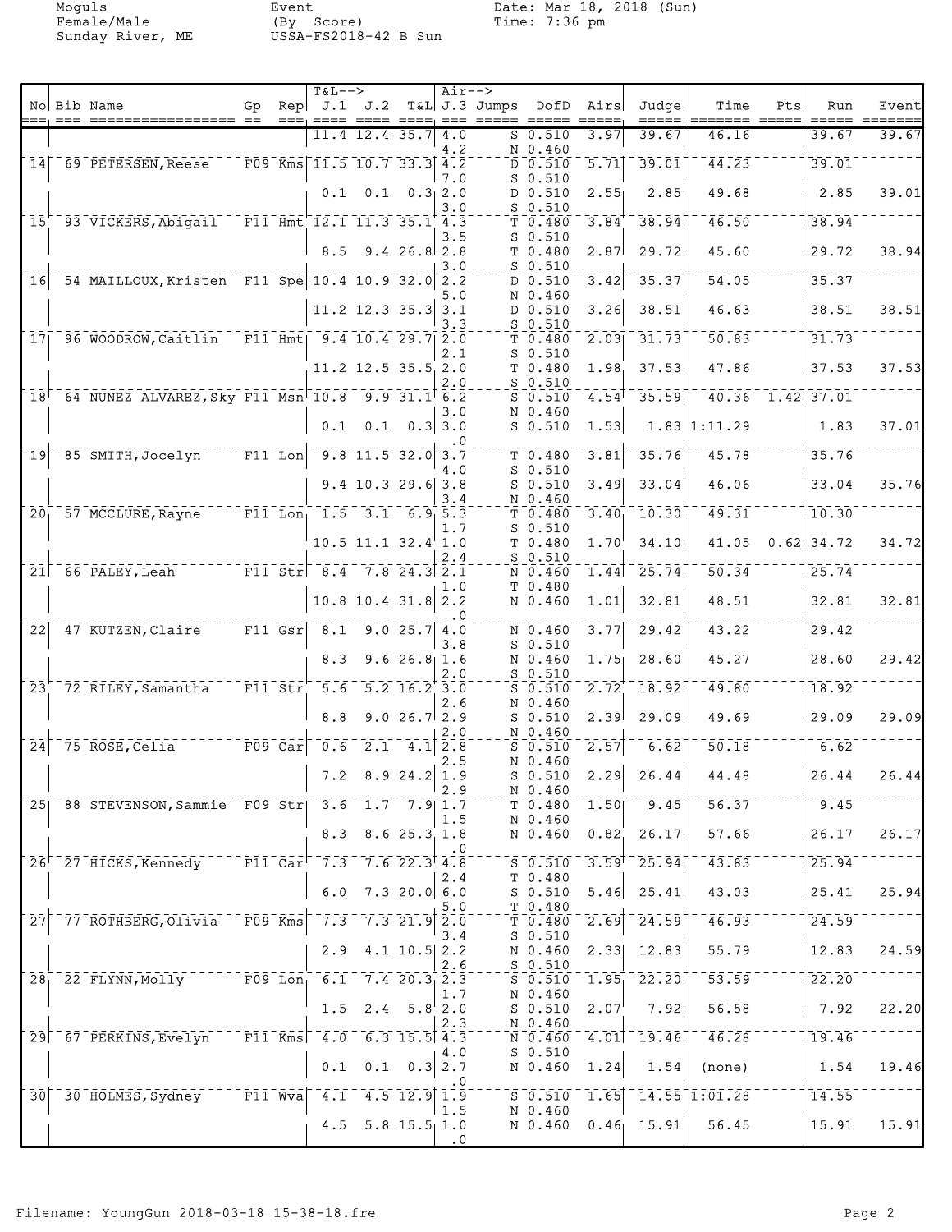Moguls
Female/Male
Sunday River, ME

Event
(By Score)
USSA-FS2018-42 B Sun

Date: Mar 18, 2018 (Sun)
Time: 7:36 pm

| No | Bib | Name | Gp | Rep | T&L--> J.1 | J.2 | T&L | Air--> J.3 Jumps | DofD | Airs | Judge | Time | Pts | Run | Event |
|---|---|---|---|---|---|---|---|---|---|---|---|---|---|---|---|
| | | | | | 11.4 | 12.4 | 35.7 | 4.0 / 4.2 | S 0.510 / N 0.460 | 3.97 | 39.67 | 46.16 | | 39.67 | 39.67 |
| 14 | 69 | PETERSEN, Reese | F09 | Kms | 11.5 | 10.7 | 33.3 | 4.2 / 7.0 | D 0.510 / S 0.510 | 5.71 | 39.01 | 44.23 | | 39.01 | |
| | | | | | 0.1 | 0.1 | 0.3 | 2.0 / 3.0 | D 0.510 / S 0.510 | 2.55 | 2.85 | 49.68 | | 2.85 | 39.01 |
| 15 | 93 | VICKERS, Abigail | F11 | Hmt | 12.1 | 11.3 | 35.1 | 4.3 / 3.5 | T 0.480 / S 0.510 | 3.84 | 38.94 | 46.50 | | 38.94 | |
| | | | | | 8.5 | 9.4 | 26.8 | 2.8 / 3.0 | T 0.480 / S 0.510 | 2.87 | 29.72 | 45.60 | | 29.72 | 38.94 |
| 16 | 54 | MAILLOUX, Kristen | F11 | Spe | 10.4 | 10.9 | 32.0 | 2.2 / 5.0 | D 0.510 / N 0.460 | 3.42 | 35.37 | 54.05 | | 35.37 | |
| | | | | | 11.2 | 12.3 | 35.3 | 3.1 / 3.3 | D 0.510 / S 0.510 | 3.26 | 38.51 | 46.63 | | 38.51 | 38.51 |
| 17 | 96 | WOODROW, Caitlin | F11 | Hmt | 9.4 | 10.4 | 29.7 | 2.0 / 2.1 | T 0.480 / S 0.510 | 2.03 | 31.73 | 50.83 | | 31.73 | |
| | | | | | 11.2 | 12.5 | 35.5 | 2.0 / 2.0 | T 0.480 / S 0.510 | 1.98 | 37.53 | 47.86 | | 37.53 | 37.53 |
| 18 | 64 | NUNEZ ALVAREZ, Sky | F11 | Msn | 10.8 | 9.9 | 31.1 | 6.2 / 3.0 | S 0.510 / N 0.460 | 4.54 | 35.59 | 40.36 | 1.42 | 37.01 | |
| | | | | | 0.1 | 0.1 | 0.3 | 3.0 / .0 | S 0.510 | 1.53 | 1.83 | 1:11.29 | | 1.83 | 37.01 |
| 19 | 85 | SMITH, Jocelyn | F11 | Lon | 9.8 | 11.5 | 32.0 | 3.7 / 4.0 | T 0.480 / S 0.510 | 3.81 | 35.76 | 45.78 | | 35.76 | |
| | | | | | 9.4 | 10.3 | 29.6 | 3.8 / 3.4 | S 0.510 / N 0.460 | 3.49 | 33.04 | 46.06 | | 33.04 | 35.76 |
| 20 | 57 | MCCLURE, Rayne | F11 | Lon | 1.5 | 3.1 | 6.9 | 5.3 / 1.7 | T 0.480 / S 0.510 | 3.40 | 10.30 | 49.31 | | 10.30 | |
| | | | | | 10.5 | 11.1 | 32.4 | 1.0 / 2.4 | T 0.480 / S 0.510 | 1.70 | 34.10 | 41.05 | 0.62 | 34.72 | 34.72 |
| 21 | 66 | PALEY, Leah | F11 | Str | 8.4 | 7.8 | 24.3 | 2.1 / 1.0 | N 0.460 / T 0.480 | 1.44 | 25.74 | 50.34 | | 25.74 | |
| | | | | | 10.8 | 10.4 | 31.8 | 2.2 / .0 | N 0.460 | 1.01 | 32.81 | 48.51 | | 32.81 | 32.81 |
| 22 | 47 | KUTZEN, Claire | F11 | Gsr | 8.1 | 9.0 | 25.7 | 4.0 / 3.8 | N 0.460 / S 0.510 | 3.77 | 29.42 | 43.22 | | 29.42 | |
| | | | | | 8.3 | 9.6 | 26.8 | 1.6 / 2.0 | N 0.460 / S 0.510 | 1.75 | 28.60 | 45.27 | | 28.60 | 29.42 |
| 23 | 72 | RILEY, Samantha | F11 | Str | 5.6 | 5.2 | 16.2 | 3.0 / 2.6 | S 0.510 / N 0.460 | 2.72 | 18.92 | 49.80 | | 18.92 | |
| | | | | | 8.8 | 9.0 | 26.7 | 2.9 / 2.0 | S 0.510 / N 0.460 | 2.39 | 29.09 | 49.69 | | 29.09 | 29.09 |
| 24 | 75 | ROSE, Celia | F09 | Car | 0.6 | 2.1 | 4.1 | 2.8 / 2.5 | S 0.510 / N 0.460 | 2.57 | 6.62 | 50.18 | | 6.62 | |
| | | | | | 7.2 | 8.9 | 24.2 | 1.9 / 2.9 | S 0.510 / N 0.460 | 2.29 | 26.44 | 44.48 | | 26.44 | 26.44 |
| 25 | 88 | STEVENSON, Sammie | F09 | Str | 3.6 | 1.7 | 7.9 | 1.7 / 1.5 | T 0.480 / N 0.460 | 1.50 | 9.45 | 56.37 | | 9.45 | |
| | | | | | 8.3 | 8.6 | 25.3 | 1.8 / .0 | N 0.460 | 0.82 | 26.17 | 57.66 | | 26.17 | 26.17 |
| 26 | 27 | HICKS, Kennedy | F11 | Car | 7.3 | 7.6 | 22.3 | 4.8 / 2.4 | S 0.510 / T 0.480 | 3.59 | 25.94 | 43.83 | | 25.94 | |
| | | | | | 6.0 | 7.3 | 20.0 | 6.0 / 5.0 | S 0.510 / T 0.480 | 5.46 | 25.41 | 43.03 | | 25.41 | 25.94 |
| 27 | 77 | ROTHBERG, Olivia | F09 | Kms | 7.3 | 7.3 | 21.9 | 2.0 / 3.4 | T 0.480 / S 0.510 | 2.69 | 24.59 | 46.93 | | 24.59 | |
| | | | | | 2.9 | 4.1 | 10.5 | 2.2 / 2.6 | N 0.460 / S 0.510 | 2.33 | 12.83 | 55.79 | | 12.83 | 24.59 |
| 28 | 22 | FLYNN, Molly | F09 | Lon | 6.1 | 7.4 | 20.3 | 2.3 / 1.7 | S 0.510 / N 0.460 | 1.95 | 22.20 | 53.59 | | 22.20 | |
| | | | | | 1.5 | 2.4 | 5.8 | 2.0 / 2.3 | S 0.510 / N 0.460 | 2.07 | 7.92 | 56.58 | | 7.92 | 22.20 |
| 29 | 67 | PERKINS, Evelyn | F11 | Kms | 4.0 | 6.3 | 15.5 | 4.3 / 4.0 | N 0.460 / S 0.510 | 4.01 | 19.46 | 46.28 | | 19.46 | |
| | | | | | 0.1 | 0.1 | 0.3 | 2.7 / .0 | N 0.460 | 1.24 | 1.54 | (none) | | 1.54 | 19.46 |
| 30 | 30 | HOLMES, Sydney | F11 | Wva | 4.1 | 4.5 | 12.9 | 1.9 / 1.5 | S 0.510 / N 0.460 | 1.65 | 14.55 | 1:01.28 | | 14.55 | |
| | | | | | 4.5 | 5.8 | 15.5 | 1.0 / .0 | N 0.460 | 0.46 | 15.91 | 56.45 | | 15.91 | 15.91 |

Filename: YoungGun 2018-03-18 15-38-18.fre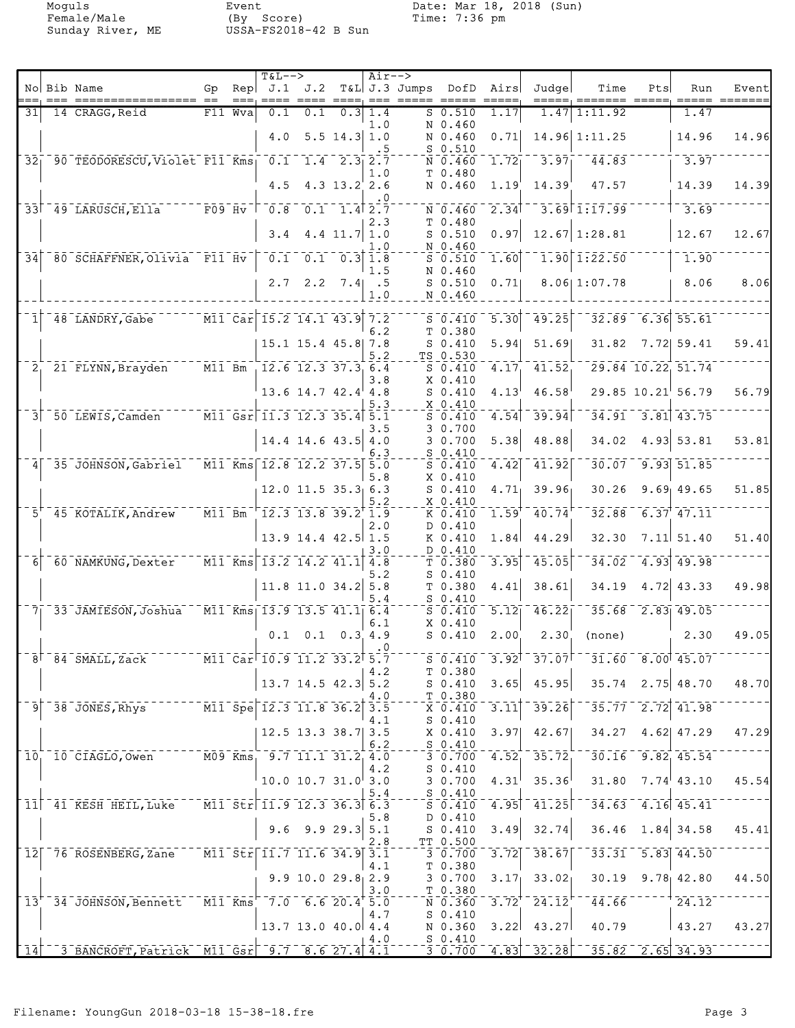Moguls
Female/Male
Sunday River, ME

Event
(By Score)
USSA-FS2018-42 B Sun

Date: Mar 18, 2018 (Sun)
Time: 7:36 pm

| No | Bib | Name | Gp | Rep | T&L--> J.1 | J.2 | T&L | Air--> J.3 | Jumps | DofD | Airs | Judge | Time | Pts | Run | Event |
|---|---|---|---|---|---|---|---|---|---|---|---|---|---|---|---|---|
| 31 | 14 | CRAGG, Reid | F11 | Wva | 0.1 | 0.1 | 0.3 | 1.4 / 1.0 | S / N | 0.510 / 0.460 | 1.17 | 1.47 | 1:11.92 | | 1.47 | |
| | | | | | 4.0 | 5.5 | 14.3 | 1.0 / .5 | N / S | 0.460 / 0.510 | 0.71 | 14.96 | 1:11.25 | | 14.96 | 14.96 |
| 32 | 90 | TEODORESCU, Violet | F11 | Kms | 0.1 | 1.4 | 2.3 | 2.7 / 1.0 | N / T | 0.460 / 0.480 | 1.72 | 3.97 | 44.83 | | 3.97 | |
| | | | | | 4.5 | 4.3 | 13.2 | 2.6 / .0 | N | 0.460 | 1.19 | 14.39 | 47.57 | | 14.39 | 14.39 |
| 33 | 49 | LARUSCH, Ella | F09 | Hv | 0.8 | 0.1 | 1.4 | 2.7 / 2.3 | N / T | 0.460 / 0.480 | 2.34 | 3.69 | 1:17.99 | | 3.69 | |
| | | | | | 3.4 | 4.4 | 11.7 | 1.0 / 1.0 | S / N | 0.510 / 0.460 | 0.97 | 12.67 | 1:28.81 | | 12.67 | 12.67 |
| 34 | 80 | SCHAFFNER, Olivia | F11 | Hv | 0.1 | 0.1 | 0.3 | 1.8 / 1.5 | S / N | 0.510 / 0.460 | 1.60 | 1.90 | 1:22.50 | | 1.90 | |
| | | | | | 2.7 | 2.2 | 7.4 | .5 / 1.0 | S / N | 0.510 / 0.460 | 0.71 | 8.06 | 1:07.78 | | 8.06 | 8.06 |
| 1 | 48 | LANDRY, Gabe | M11 | Car | 15.2 | 14.1 | 43.9 | 7.2 / 6.2 | S / T | 0.410 / 0.380 | 5.30 | 49.25 | 32.89 | 6.36 | 55.61 | |
| | | | | | 15.1 | 15.4 | 45.8 | 7.8 / 5.2 | S / TS | 0.410 / 0.530 | 5.94 | 51.69 | 31.82 | 7.72 | 59.41 | 59.41 |
| 2 | 21 | FLYNN, Brayden | M11 | Bm | 12.6 | 12.3 | 37.3 | 6.4 / 3.8 | S / X | 0.410 / 0.410 | 4.17 | 41.52 | 29.84 | 10.22 | 51.74 | |
| | | | | | 13.6 | 14.7 | 42.4 | 4.8 / 5.3 | S / X | 0.410 / 0.410 | 4.13 | 46.58 | 29.85 | 10.21 | 56.79 | 56.79 |
| 3 | 50 | LEWIS, Camden | M11 | Gsr | 11.3 | 12.3 | 35.4 | 5.1 / 3.5 | S / 3 | 0.410 / 0.700 | 4.54 | 39.94 | 34.91 | 3.81 | 43.75 | |
| | | | | | 14.4 | 14.6 | 43.5 | 4.0 / 6.3 | 3 / S | 0.700 / 0.410 | 5.38 | 48.88 | 34.02 | 4.93 | 53.81 | 53.81 |
| 4 | 35 | JOHNSON, Gabriel | M11 | Kms | 12.8 | 12.2 | 37.5 | 5.0 / 5.8 | S / X | 0.410 / 0.410 | 4.42 | 41.92 | 30.07 | 9.93 | 51.85 | |
| | | | | | 12.0 | 11.5 | 35.3 | 6.3 / 5.2 | S / X | 0.410 / 0.410 | 4.71 | 39.96 | 30.26 | 9.69 | 49.65 | 51.85 |
| 5 | 45 | KOTALIK, Andrew | M11 | Bm | 12.3 | 13.8 | 39.2 | 1.9 / 2.0 | K / D | 0.410 / 0.410 | 1.59 | 40.74 | 32.88 | 6.37 | 47.11 | |
| | | | | | 13.9 | 14.4 | 42.5 | 1.5 / 3.0 | K / D | 0.410 / 0.410 | 1.84 | 44.29 | 32.30 | 7.11 | 51.40 | 51.40 |
| 6 | 60 | NAMKUNG, Dexter | M11 | Kms | 13.2 | 14.2 | 41.1 | 4.8 / 5.2 | T / S | 0.380 / 0.410 | 3.95 | 45.05 | 34.02 | 4.93 | 49.98 | |
| | | | | | 11.8 | 11.0 | 34.2 | 5.8 / 5.4 | T / S | 0.380 / 0.410 | 4.41 | 38.61 | 34.19 | 4.72 | 43.33 | 49.98 |
| 7 | 33 | JAMIESON, Joshua | M11 | Kms | 13.9 | 13.5 | 41.1 | 6.4 / 6.1 | S / X | 0.410 / 0.410 | 5.12 | 46.22 | 35.68 | 2.83 | 49.05 | |
| | | | | | 0.1 | 0.1 | 0.3 | 4.9 / .0 | S | 0.410 | 2.00 | 2.30 | (none) | | 2.30 | 49.05 |
| 8 | 84 | SMALL, Zack | M11 | Car | 10.9 | 11.2 | 33.2 | 5.7 / 4.2 | S / T | 0.410 / 0.380 | 3.92 | 37.07 | 31.60 | 8.00 | 45.07 | |
| | | | | | 13.7 | 14.5 | 42.3 | 5.2 / 4.0 | S / T | 0.410 / 0.380 | 3.65 | 45.95 | 35.74 | 2.75 | 48.70 | 48.70 |
| 9 | 38 | JONES, Rhys | M11 | Spe | 12.3 | 11.8 | 36.2 | 3.5 / 4.1 | X / S | 0.410 / 0.410 | 3.11 | 39.26 | 35.77 | 2.72 | 41.98 | |
| | | | | | 12.5 | 13.3 | 38.7 | 3.5 / 6.2 | X / S | 0.410 / 0.410 | 3.97 | 42.67 | 34.27 | 4.62 | 47.29 | 47.29 |
| 10 | 10 | CIAGLO, Owen | M09 | Kms | 9.7 | 11.1 | 31.2 | 4.0 / 4.2 | 3 / S | 0.700 / 0.410 | 4.52 | 35.72 | 30.16 | 9.82 | 45.54 | |
| | | | | | 10.0 | 10.7 | 31.0 | 3.0 / 5.4 | 3 / S | 0.700 / 0.410 | 4.31 | 35.36 | 31.80 | 7.74 | 43.10 | 45.54 |
| 11 | 41 | KESH HEIL, Luke | M11 | Str | 11.9 | 12.3 | 36.3 | 6.3 / 5.8 | S / D | 0.410 / 0.410 | 4.95 | 41.25 | 34.63 | 4.16 | 45.41 | |
| | | | | | 9.6 | 9.9 | 29.3 | 5.1 / 2.8 | S / TT | 0.410 / 0.500 | 3.49 | 32.74 | 36.46 | 1.84 | 34.58 | 45.41 |
| 12 | 76 | ROSENBERG, Zane | M11 | Str | 11.7 | 11.6 | 34.9 | 3.1 / 4.1 | 3 / T | 0.700 / 0.380 | 3.72 | 38.67 | 33.31 | 5.83 | 44.50 | |
| | | | | | 9.9 | 10.0 | 29.8 | 2.9 / 3.0 | 3 / T | 0.700 / 0.380 | 3.17 | 33.02 | 30.19 | 9.78 | 42.80 | 44.50 |
| 13 | 34 | JOHNSON, Bennett | M11 | Kms | 7.0 | 6.6 | 20.4 | 5.0 / 4.7 | N / S | 0.360 / 0.410 | 3.72 | 24.12 | 44.66 | | 24.12 | |
| | | | | | 13.7 | 13.0 | 40.0 | 4.4 / 4.0 | N / S | 0.360 / 0.410 | 3.22 | 43.27 | 40.79 | | 43.27 | 43.27 |
| 14 | 3 | BANCROFT, Patrick | M11 | Gsr | 9.7 | 8.6 | 27.4 | 4.1 | 3 | 0.700 | 4.83 | 32.28 | 35.82 | 2.65 | 34.93 | |

Filename: YoungGun 2018-03-18 15-38-18.fre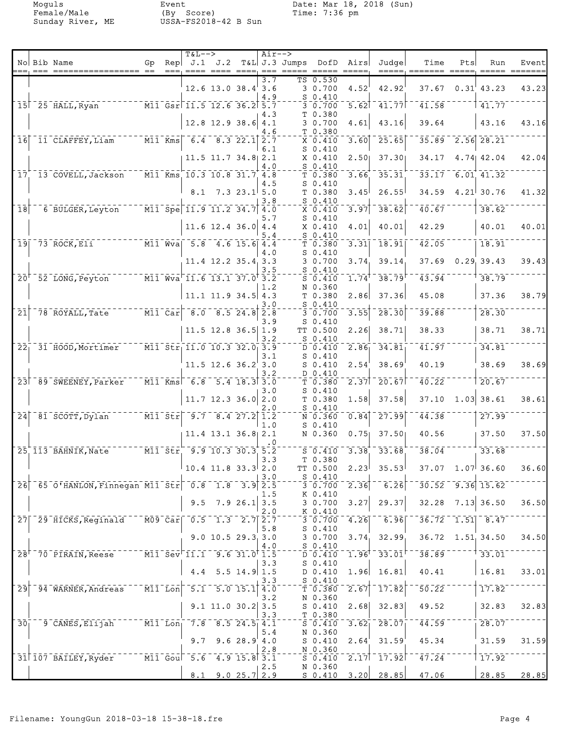Moguls
Female/Male
Sunday River, ME

Event
(By Score)
USSA-FS2018-42 B Sun

Date: Mar 18, 2018 (Sun)
Time: 7:36 pm

| No | Bib | Name | Gp | Rep | J.1 | J.2 | T&L | J.3 | Jumps | DofD | Airs | Judge | Time | Pts | Run | Event |
|---|---|---|---|---|---|---|---|---|---|---|---|---|---|---|---|---|
| | | | | | | | | 3.7 | TS | 0.530 | | | | | | |
| | | | | | 12.6 | 13.0 | 38.4 | 3.6 | 3 | 0.700 | 4.52 | 42.92 | 37.67 | 0.31 | 43.23 | 43.23 |
| | | | | | | | | 4.9 | S | 0.410 | | | | | | |
| 15 | 25 | HALL, Ryan | M11 | Gsr | 11.5 | 12.6 | 36.2 | 5.7 | 3 | 0.700 | 5.62 | 41.77 | 41.58 | | 41.77 | |
| | | | | | | | | 4.3 | T | 0.380 | | | | | | |
| | | | | | 12.8 | 12.9 | 38.6 | 4.1 | 3 | 0.700 | 4.61 | 43.16 | 39.64 | | 43.16 | 43.16 |
| | | | | | | | | 4.6 | T | 0.380 | | | | | | |
| 16 | 11 | CLAFFEY, Liam | M11 | Kms | 6.4 | 8.3 | 22.1 | 2.7 | X | 0.410 | 3.60 | 25.65 | 35.89 | 2.56 | 28.21 | |
| | | | | | | | | 6.1 | S | 0.410 | | | | | | |
| | | | | | 11.5 | 11.7 | 34.8 | 2.1 | X | 0.410 | 2.50 | 37.30 | 34.17 | 4.74 | 42.04 | 42.04 |
| | | | | | | | | 4.0 | S | 0.410 | | | | | | |
| 17 | 13 | COVELL, Jackson | M11 | Kms | 10.3 | 10.8 | 31.7 | 4.8 | T | 0.380 | 3.66 | 35.31 | 33.17 | 6.01 | 41.32 | |
| | | | | | | | | 4.5 | S | 0.410 | | | | | | |
| | | | | | 8.1 | 7.3 | 23.1 | 5.0 | T | 0.380 | 3.45 | 26.55 | 34.59 | 4.21 | 30.76 | 41.32 |
| | | | | | | | | 3.8 | S | 0.410 | | | | | | |
| 18 | 6 | BULGER, Leyton | M11 | Spe | 11.9 | 11.2 | 34.7 | 4.0 | X | 0.410 | 3.97 | 38.62 | 40.67 | | 38.62 | |
| | | | | | | | | 5.7 | S | 0.410 | | | | | | |
| | | | | | 11.6 | 12.4 | 36.0 | 4.4 | X | 0.410 | 4.01 | 40.01 | 42.29 | | 40.01 | 40.01 |
| | | | | | | | | 5.4 | S | 0.410 | | | | | | |
| 19 | 73 | ROCK, Eli | M11 | Wva | 5.8 | 4.6 | 15.6 | 4.4 | T | 0.380 | 3.31 | 18.91 | 42.05 | | 18.91 | |
| | | | | | | | | 4.0 | S | 0.410 | | | | | | |
| | | | | | 11.4 | 12.2 | 35.4 | 3.3 | 3 | 0.700 | 3.74 | 39.14 | 37.69 | 0.29 | 39.43 | 39.43 |
| | | | | | | | | 3.5 | S | 0.410 | | | | | | |
| 20 | 52 | LONG, Peyton | M11 | Wva | 11.6 | 13.1 | 37.0 | 3.2 | S | 0.410 | 1.74 | 38.79 | 43.94 | | 38.79 | |
| | | | | | | | | 1.2 | N | 0.360 | | | | | | |
| | | | | | 11.1 | 11.9 | 34.5 | 4.3 | T | 0.380 | 2.86 | 37.36 | 45.08 | | 37.36 | 38.79 |
| | | | | | | | | 3.0 | S | 0.410 | | | | | | |
| 21 | 78 | ROYALL, Tate | M11 | Car | 8.0 | 8.5 | 24.8 | 2.8 | 3 | 0.700 | 3.55 | 28.30 | 39.88 | | 28.30 | |
| | | | | | | | | 3.9 | S | 0.410 | | | | | | |
| | | | | | 11.5 | 12.8 | 36.5 | 1.9 | TT | 0.500 | 2.26 | 38.71 | 38.33 | | 38.71 | 38.71 |
| | | | | | | | | 3.2 | S | 0.410 | | | | | | |
| 22 | 31 | HOOD, Mortimer | M11 | Str | 11.0 | 10.3 | 32.0 | 3.9 | D | 0.410 | 2.86 | 34.81 | 41.97 | | 34.81 | |
| | | | | | | | | 3.1 | S | 0.410 | | | | | | |
| | | | | | 11.5 | 12.6 | 36.2 | 3.0 | S | 0.410 | 2.54 | 38.69 | 40.19 | | 38.69 | 38.69 |
| | | | | | | | | 3.2 | D | 0.410 | | | | | | |
| 23 | 89 | SWEENEY, Parker | M11 | Kms | 6.8 | 5.4 | 18.3 | 3.0 | T | 0.380 | 2.37 | 20.67 | 40.22 | | 20.67 | |
| | | | | | | | | 3.0 | S | 0.410 | | | | | | |
| | | | | | 11.7 | 12.3 | 36.0 | 2.0 | T | 0.380 | 1.58 | 37.58 | 37.10 | 1.03 | 38.61 | 38.61 |
| | | | | | | | | 2.0 | S | 0.410 | | | | | | |
| 24 | 81 | SCOTT, Dylan | M11 | Str | 9.7 | 8.4 | 27.2 | 1.2 | N | 0.360 | 0.84 | 27.99 | 44.38 | | 27.99 | |
| | | | | | | | | 1.0 | S | 0.410 | | | | | | |
| | | | | | 11.4 | 13.1 | 36.8 | 2.1 | N | 0.360 | 0.75 | 37.50 | 40.56 | | 37.50 | 37.50 |
| | | | | | | | | .0 | | | | | | | | |
| 25 | 113 | BAHNIK, Nate | M11 | Str | 9.9 | 10.3 | 30.3 | 5.2 | S | 0.410 | 3.38 | 33.68 | 38.04 | | 33.68 | |
| | | | | | | | | 3.3 | T | 0.380 | | | | | | |
| | | | | | 10.4 | 11.8 | 33.3 | 2.0 | TT | 0.500 | 2.23 | 35.53 | 37.07 | 1.07 | 36.60 | 36.60 |
| | | | | | | | | 3.0 | S | 0.410 | | | | | | |
| 26 | 65 | O'HANLON, Finnegan | M11 | Str | 0.8 | 1.8 | 3.9 | 2.5 | 3 | 0.700 | 2.36 | 6.26 | 30.52 | 9.36 | 15.62 | |
| | | | | | | | | 1.5 | K | 0.410 | | | | | | |
| | | | | | 9.5 | 7.9 | 26.1 | 3.5 | 3 | 0.700 | 3.27 | 29.37 | 32.28 | 7.13 | 36.50 | 36.50 |
| | | | | | | | | 2.0 | K | 0.410 | | | | | | |
| 27 | 29 | HICKS, Reginald | M09 | Car | 0.5 | 1.3 | 2.7 | 2.7 | 3 | 0.700 | 4.26 | 6.96 | 36.72 | 1.51 | 8.47 | |
| | | | | | | | | 5.8 | S | 0.410 | | | | | | |
| | | | | | 9.0 | 10.5 | 29.3 | 3.0 | 3 | 0.700 | 3.74 | 32.99 | 36.72 | 1.51 | 34.50 | 34.50 |
| | | | | | | | | 4.0 | S | 0.410 | | | | | | |
| 28 | 70 | PIRAIN, Reese | M11 | Sev | 11.1 | 9.6 | 31.0 | 1.5 | D | 0.410 | 1.96 | 33.01 | 38.89 | | 33.01 | |
| | | | | | | | | 3.3 | S | 0.410 | | | | | | |
| | | | | | 4.4 | 5.5 | 14.9 | 1.5 | D | 0.410 | 1.96 | 16.81 | 40.41 | | 16.81 | 33.01 |
| | | | | | | | | 3.3 | S | 0.410 | | | | | | |
| 29 | 94 | WARNER, Andreas | M11 | Lon | 5.1 | 5.0 | 15.1 | 4.0 | T | 0.380 | 2.67 | 17.82 | 50.22 | | 17.82 | |
| | | | | | | | | 3.2 | N | 0.360 | | | | | | |
| | | | | | 9.1 | 11.0 | 30.2 | 3.5 | S | 0.410 | 2.68 | 32.83 | 49.52 | | 32.83 | 32.83 |
| | | | | | | | | 3.3 | T | 0.380 | | | | | | |
| 30 | 9 | CANES, Elijah | M11 | Lon | 7.8 | 8.5 | 24.5 | 4.1 | S | 0.410 | 3.62 | 28.07 | 44.59 | | 28.07 | |
| | | | | | | | | 5.4 | N | 0.360 | | | | | | |
| | | | | | 9.7 | 9.6 | 28.9 | 4.0 | S | 0.410 | 2.64 | 31.59 | 45.34 | | 31.59 | 31.59 |
| | | | | | | | | 2.8 | N | 0.360 | | | | | | |
| 31 | 107 | BAILEY, Ryder | M11 | Gou | 5.6 | 4.9 | 15.8 | 3.1 | S | 0.410 | 2.17 | 17.92 | 47.24 | | 17.92 | |
| | | | | | | | | 2.5 | N | 0.360 | | | | | | |
| | | | | | 8.1 | 9.0 | 25.7 | 2.9 | S | 0.410 | 3.20 | 28.85 | 47.06 | | 28.85 | 28.85 |

Filename: YoungGun 2018-03-18 15-38-18.fre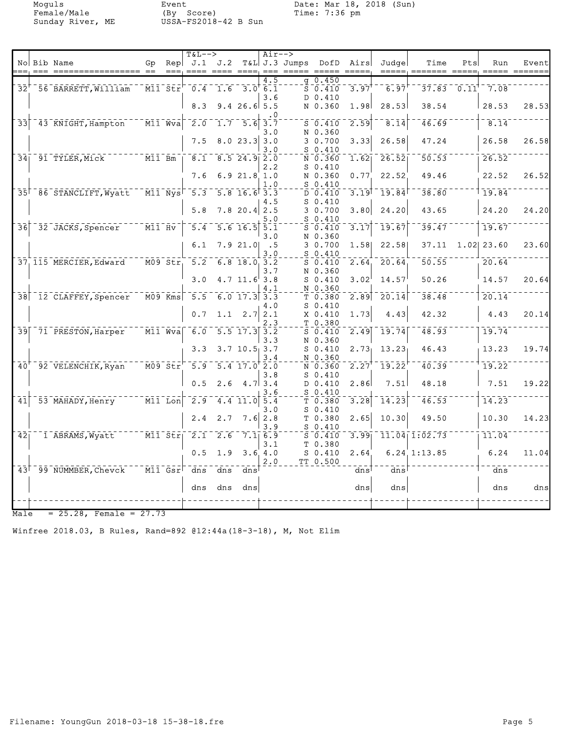| No | Bib | Name | Gp | Rep | J.1 | J.2 | T&L | J.3 | Jumps | DofD | Airs | Judge | Time | Pts | Run | Event |
|---|---|---|---|---|---|---|---|---|---|---|---|---|---|---|---|---|
| | | | | | | | | 4.5 | g | 0.450 | | | | | | |
| 32 | 56 | BARRETT, William | M11 | Str | 0.4 | 1.6 | 3.0 | 6.1 | S | 0.410 | 3.97 | 6.97 | 37.83 | 0.11 | 7.08 | |
| | | | | | | | | 3.6 | D | 0.410 | | | | | | |
| | | | | | 8.3 | 9.4 | 26.6 | 5.5 | N | 0.360 | 1.98 | 28.53 | 38.54 | | 28.53 | 28.53 |
| | | | | | | | | .0 | | | | | | | | |
| 33 | 43 | KNIGHT, Hampton | M11 | Wva | 2.0 | 1.7 | 5.6 | 3.7 | S | 0.410 | 2.59 | 8.14 | 46.69 | | 8.14 | |
| | | | | | | | | 3.0 | N | 0.360 | | | | | | |
| | | | | | 7.5 | 8.0 | 23.3 | 3.0 | 3 | 0.700 | 3.33 | 26.58 | 47.24 | | 26.58 | 26.58 |
| | | | | | | | | 3.0 | S | 0.410 | | | | | | |
| 34 | 91 | TYLER, Mick | M11 | Bm | 8.1 | 8.5 | 24.9 | 2.0 | N | 0.360 | 1.62 | 26.52 | 50.53 | | 26.52 | |
| | | | | | | | | 2.2 | S | 0.410 | | | | | | |
| | | | | | 7.6 | 6.9 | 21.8 | 1.0 | N | 0.360 | 0.77 | 22.52 | 49.46 | | 22.52 | 26.52 |
| | | | | | | | | 1.0 | S | 0.410 | | | | | | |
| 35 | 86 | STANCLIFT, Wyatt | M11 | Nys | 5.3 | 5.8 | 16.6 | 3.3 | D | 0.410 | 3.19 | 19.84 | 38.80 | | 19.84 | |
| | | | | | | | | 4.5 | S | 0.410 | | | | | | |
| | | | | | 5.8 | 7.8 | 20.4 | 2.5 | 3 | 0.700 | 3.80 | 24.20 | 43.65 | | 24.20 | 24.20 |
| | | | | | | | | 5.0 | S | 0.410 | | | | | | |
| 36 | 32 | JACKS, Spencer | M11 | Hv | 5.4 | 5.6 | 16.5 | 5.1 | S | 0.410 | 3.17 | 19.67 | 39.47 | | 19.67 | |
| | | | | | | | | 3.0 | N | 0.360 | | | | | | |
| | | | | | 6.1 | 7.9 | 21.0 | .5 | 3 | 0.700 | 1.58 | 22.58 | 37.11 | 1.02 | 23.60 | 23.60 |
| | | | | | | | | 3.0 | S | 0.410 | | | | | | |
| 37 | 115 | MERCIER, Edward | M09 | Str | 5.2 | 6.8 | 18.0 | 3.2 | S | 0.410 | 2.64 | 20.64 | 50.55 | | 20.64 | |
| | | | | | | | | 3.7 | N | 0.360 | | | | | | |
| | | | | | 3.0 | 4.7 | 11.6 | 3.8 | S | 0.410 | 3.02 | 14.57 | 50.26 | | 14.57 | 20.64 |
| | | | | | | | | 4.1 | N | 0.360 | | | | | | |
| 38 | 12 | CLAFFEY, Spencer | M09 | Kms | 5.5 | 6.0 | 17.3 | 3.3 | T | 0.380 | 2.89 | 20.14 | 38.48 | | 20.14 | |
| | | | | | | | | 4.0 | S | 0.410 | | | | | | |
| | | | | | 0.7 | 1.1 | 2.7 | 2.1 | X | 0.410 | 1.73 | 4.43 | 42.32 | | 4.43 | 20.14 |
| | | | | | | | | 2.3 | T | 0.380 | | | | | | |
| 39 | 71 | PRESTON, Harper | M11 | Wva | 6.0 | 5.5 | 17.3 | 3.2 | S | 0.410 | 2.49 | 19.74 | 48.93 | | 19.74 | |
| | | | | | | | | 3.3 | N | 0.360 | | | | | | |
| | | | | | 3.3 | 3.7 | 10.5 | 3.7 | S | 0.410 | 2.73 | 13.23 | 46.43 | | 13.23 | 19.74 |
| | | | | | | | | 3.4 | N | 0.360 | | | | | | |
| 40 | 92 | VELENCHIK, Ryan | M09 | Str | 5.9 | 5.4 | 17.0 | 2.0 | N | 0.360 | 2.27 | 19.22 | 40.39 | | 19.22 | |
| | | | | | | | | 3.8 | S | 0.410 | | | | | | |
| | | | | | 0.5 | 2.6 | 4.7 | 3.4 | D | 0.410 | 2.86 | 7.51 | 48.18 | | 7.51 | 19.22 |
| | | | | | | | | 3.6 | S | 0.410 | | | | | | |
| 41 | 53 | MAHADY, Henry | M11 | Lon | 2.9 | 4.4 | 11.0 | 5.4 | T | 0.380 | 3.28 | 14.23 | 46.53 | | 14.23 | |
| | | | | | | | | 3.0 | S | 0.410 | | | | | | |
| | | | | | 2.4 | 2.7 | 7.6 | 2.8 | T | 0.380 | 2.65 | 10.30 | 49.50 | | 10.30 | 14.23 |
| | | | | | | | | 3.9 | S | 0.410 | | | | | | |
| 42 | 1 | ABRAMS, Wyatt | M11 | Str | 2.1 | 2.6 | 7.1 | 6.9 | S | 0.410 | 3.99 | 11.04 | 1:02.73 | | 11.04 | |
| | | | | | | | | 3.1 | T | 0.380 | | | | | | |
| | | | | | 0.5 | 1.9 | 3.6 | 4.0 | S | 0.410 | 2.64 | 6.24 | 1:13.85 | | 6.24 | 11.04 |
| | | | | | | | | 2.0 | TT | 0.500 | | | | | | |
| 43 | 99 | NUMMBER, Chevck | M11 | Gsr | dns | dns | dns | | | | dns | dns | | | dns | |
| | | | | | dns | dns | dns | | | | dns | dns | | | dns | dns |

Male = 25.28, Female = 27.73

Winfree 2018.03, B Rules, Rand=892 @12:44a(18-3-18), M, Not Elim